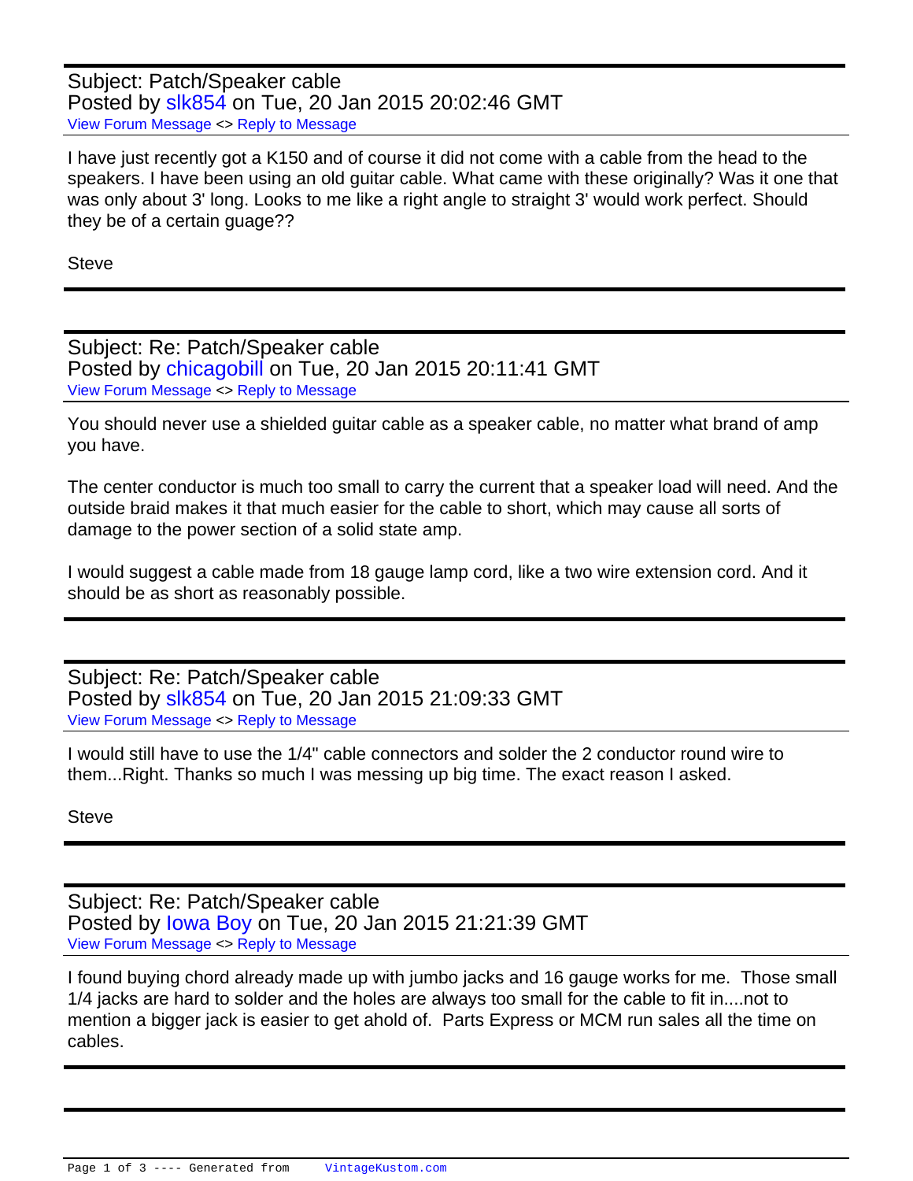Subject: Patch/Speaker cable
Posted by slk854 on Tue, 20 Jan 2015 20:02:46 GMT
View Forum Message <> Reply to Message

I have just recently got a K150 and of course it did not come with a cable from the head to the speakers. I have been using an old guitar cable. What came with these originally? Was it one that was only about 3' long. Looks to me like a right angle to straight 3' would work perfect. Should they be of a certain guage??

Steve

---

Subject: Re: Patch/Speaker cable
Posted by chicagobill on Tue, 20 Jan 2015 20:11:41 GMT
View Forum Message <> Reply to Message

You should never use a shielded guitar cable as a speaker cable, no matter what brand of amp you have.

The center conductor is much too small to carry the current that a speaker load will need. And the outside braid makes it that much easier for the cable to short, which may cause all sorts of damage to the power section of a solid state amp.

I would suggest a cable made from 18 gauge lamp cord, like a two wire extension cord. And it should be as short as reasonably possible.

---

Subject: Re: Patch/Speaker cable
Posted by slk854 on Tue, 20 Jan 2015 21:09:33 GMT
View Forum Message <> Reply to Message

I would still have to use the 1/4" cable connectors and solder the 2 conductor round wire to them...Right. Thanks so much I was messing up big time. The exact reason I asked.

Steve

---

Subject: Re: Patch/Speaker cable
Posted by Iowa Boy on Tue, 20 Jan 2015 21:21:39 GMT
View Forum Message <> Reply to Message

I found buying chord already made up with jumbo jacks and 16 gauge works for me. Those small 1/4 jacks are hard to solder and the holes are always too small for the cable to fit in....not to mention a bigger jack is easier to get ahold of. Parts Express or MCM run sales all the time on cables.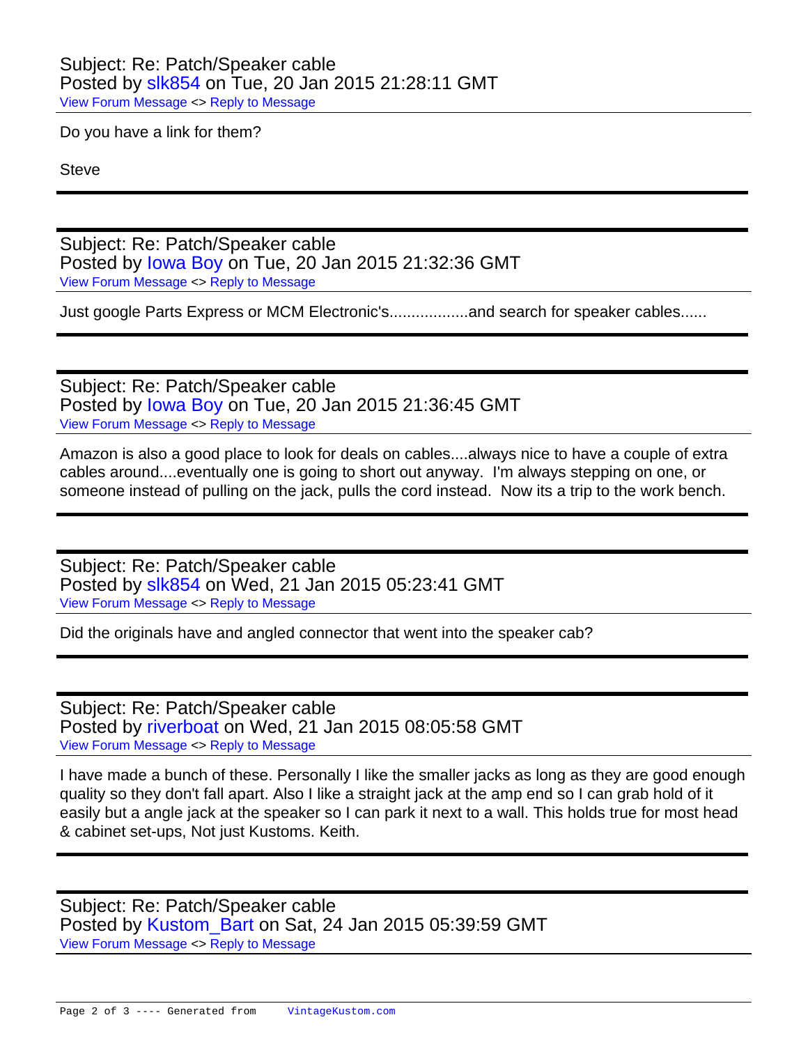Subject: Re: Patch/Speaker cable
Posted by slk854 on Tue, 20 Jan 2015 21:28:11 GMT
View Forum Message <> Reply to Message

Do you have a link for them?

Steve

---

Subject: Re: Patch/Speaker cable
Posted by Iowa Boy on Tue, 20 Jan 2015 21:32:36 GMT
View Forum Message <> Reply to Message

Just google Parts Express or MCM Electronic's..................and search for speaker cables......

---

Subject: Re: Patch/Speaker cable
Posted by Iowa Boy on Tue, 20 Jan 2015 21:36:45 GMT
View Forum Message <> Reply to Message

Amazon is also a good place to look for deals on cables....always nice to have a couple of extra cables around....eventually one is going to short out anyway. I'm always stepping on one, or someone instead of pulling on the jack, pulls the cord instead. Now its a trip to the work bench.

---

Subject: Re: Patch/Speaker cable
Posted by slk854 on Wed, 21 Jan 2015 05:23:41 GMT
View Forum Message <> Reply to Message

Did the originals have and angled connector that went into the speaker cab?

---

Subject: Re: Patch/Speaker cable
Posted by riverboat on Wed, 21 Jan 2015 08:05:58 GMT
View Forum Message <> Reply to Message

I have made a bunch of these. Personally I like the smaller jacks as long as they are good enough quality so they don't fall apart. Also I like a straight jack at the amp end so I can grab hold of it easily but a angle jack at the speaker so I can park it next to a wall. This holds true for most head & cabinet set-ups, Not just Kustoms. Keith.

---

Subject: Re: Patch/Speaker cable
Posted by Kustom_Bart on Sat, 24 Jan 2015 05:39:59 GMT
View Forum Message <> Reply to Message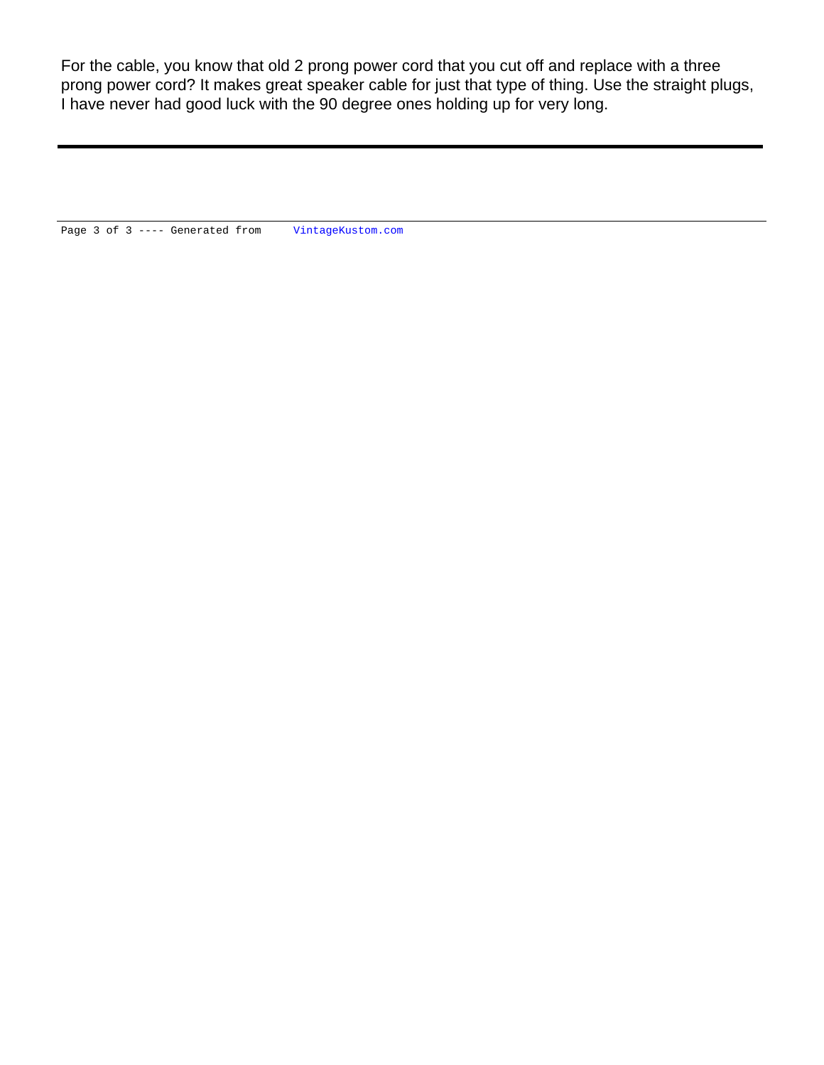For the cable, you know that old 2 prong power cord that you cut off and replace with a three prong power cord? It makes great speaker cable for just that type of thing. Use the straight plugs, I have never had good luck with the 90 degree ones holding up for very long.

---